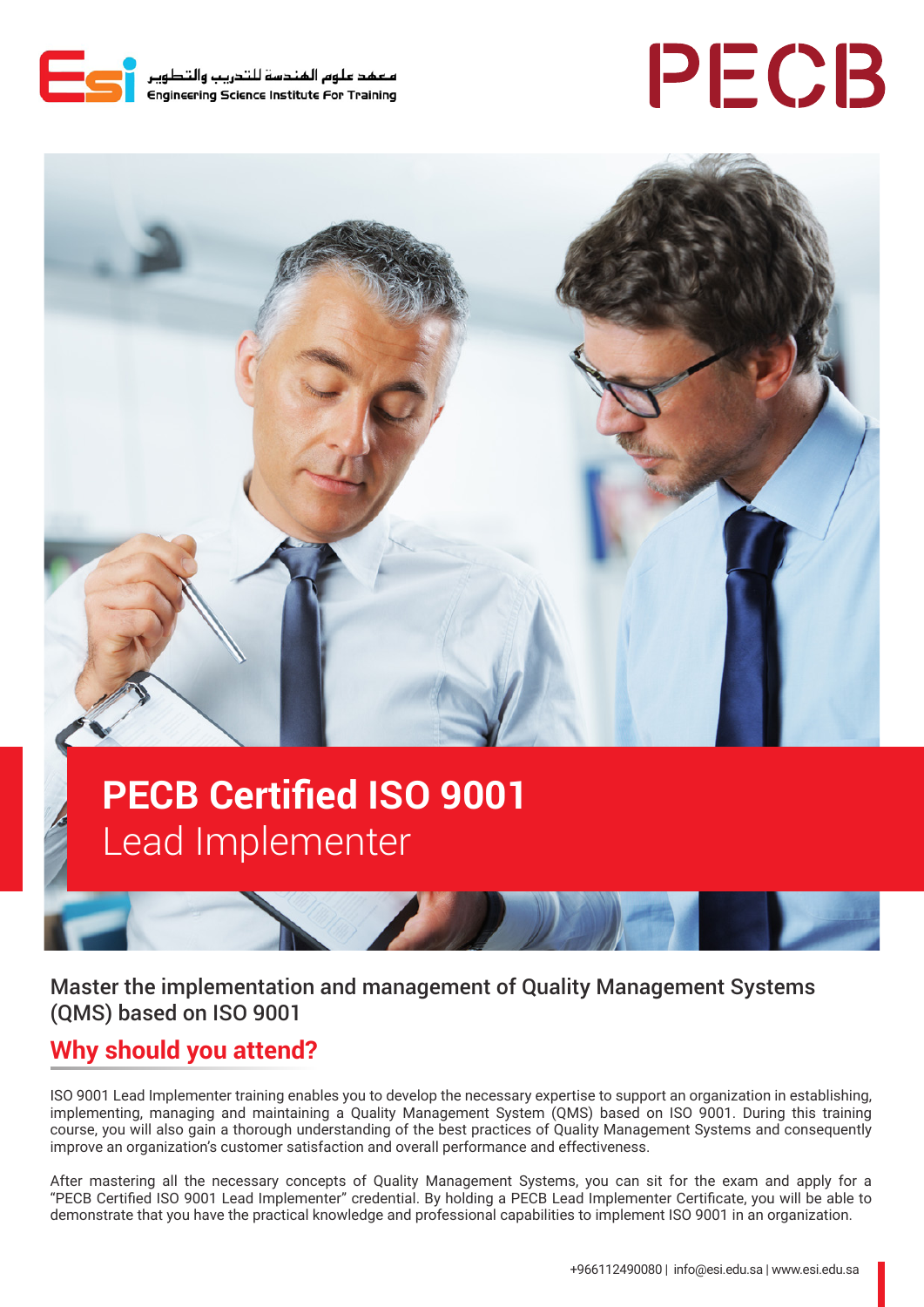معهد علوم الهندسة للتدريب والتطوير
Engineering Science Institute For Training

PECB

# PECB Certified ISO 9001 Lead Implementer

Master the implementation and management of Quality Management Systems (QMS) based on ISO 9001

## Why should you attend?

ISO 9001 Lead Implementer training enables you to develop the necessary expertise to support an organization in establishing, implementing, managing and maintaining a Quality Management System (QMS) based on ISO 9001. During this training course, you will also gain a thorough understanding of the best practices of Quality Management Systems and consequently improve an organization's customer satisfaction and overall performance and effectiveness.

After mastering all the necessary concepts of Quality Management Systems, you can sit for the exam and apply for a "PECB Certified ISO 9001 Lead Implementer" credential. By holding a PECB Lead Implementer Certificate, you will be able to demonstrate that you have the practical knowledge and professional capabilities to implement ISO 9001 in an organization.

+966112490080 | info@esi.edu.sa | www.esi.edu.sa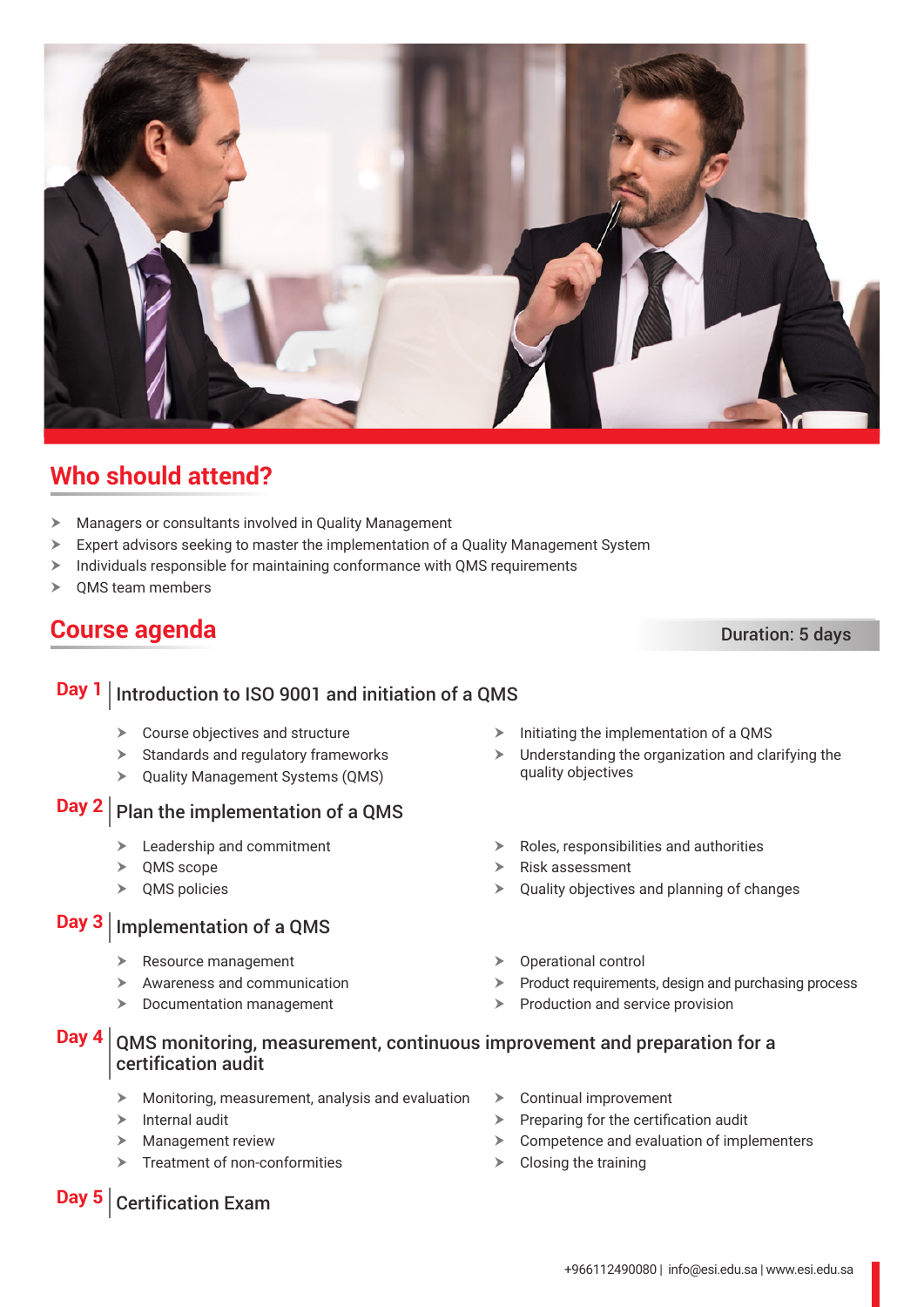## Who should attend?

- Managers or consultants involved in Quality Management
- Expert advisors seeking to master the implementation of a Quality Management System
- Individuals responsible for maintaining conformance with QMS requirements
- QMS team members

## Course agenda

Duration: 5 days

### Day 1 | Introduction to ISO 9001 and initiation of a QMS

- Course objectives and structure
- Standards and regulatory frameworks
- Quality Management Systems (QMS)
- Initiating the implementation of a QMS
- Understanding the organization and clarifying the quality objectives

### Day 2 | Plan the implementation of a QMS

- Leadership and commitment
- QMS scope
- QMS policies
- Roles, responsibilities and authorities
- Risk assessment
- Quality objectives and planning of changes

### Day 3 | Implementation of a QMS

- Resource management
- Awareness and communication
- Documentation management
- Operational control
- Product requirements, design and purchasing process
- Production and service provision

### Day 4 | QMS monitoring, measurement, continuous improvement and preparation for a certification audit

- Monitoring, measurement, analysis and evaluation
- Internal audit
- Management review
- Treatment of non-conformities
- Continual improvement
- Preparing for the certification audit
- Competence and evaluation of implementers
- Closing the training

### Day 5 | Certification Exam

+966112490080 | info@esi.edu.sa | www.esi.edu.sa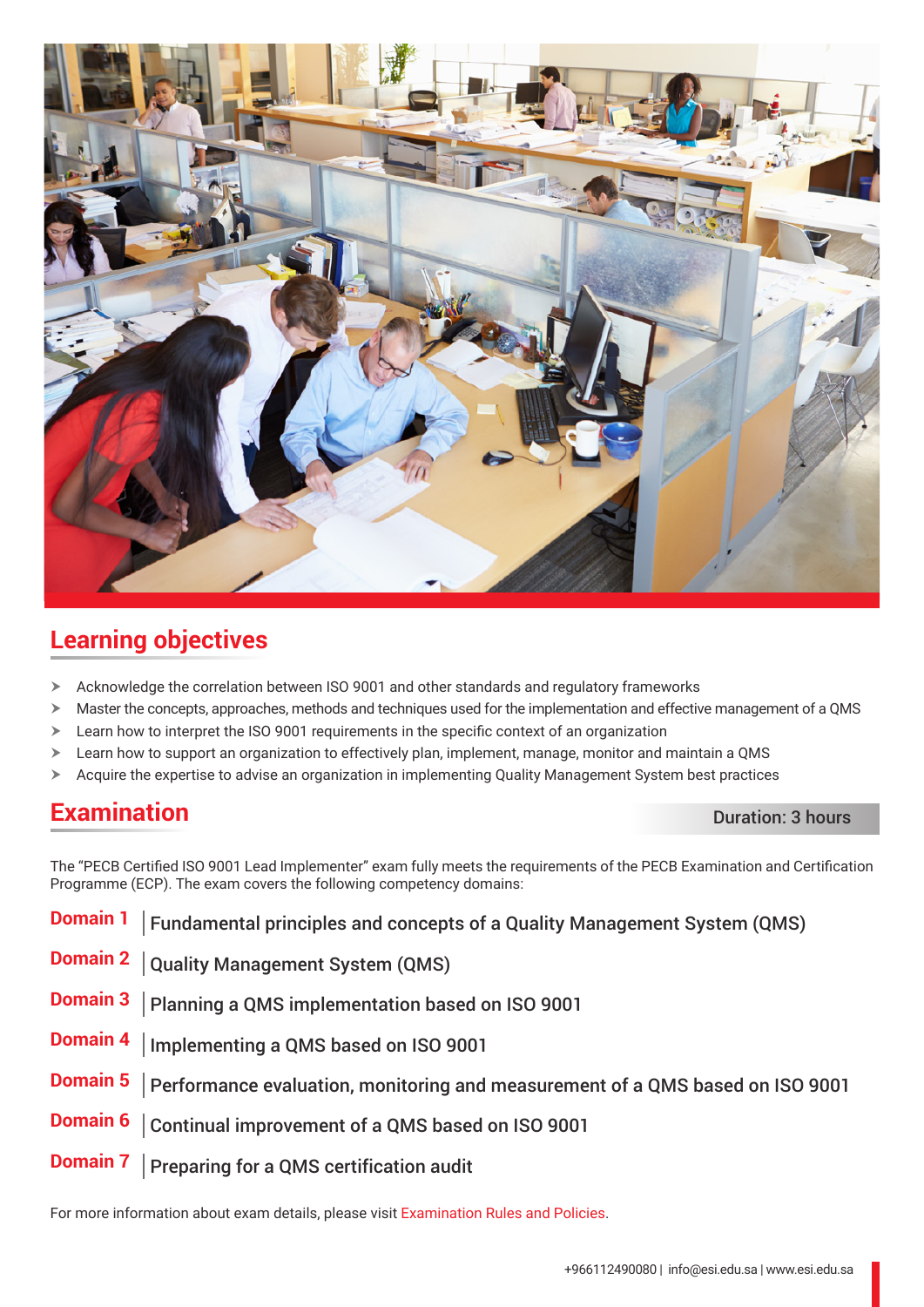## Learning objectives

- Acknowledge the correlation between ISO 9001 and other standards and regulatory frameworks
- Master the concepts, approaches, methods and techniques used for the implementation and effective management of a QMS
- Learn how to interpret the ISO 9001 requirements in the specific context of an organization
- Learn how to support an organization to effectively plan, implement, manage, monitor and maintain a QMS
- Acquire the expertise to advise an organization in implementing Quality Management System best practices

## Examination

Duration: 3 hours

The "PECB Certified ISO 9001 Lead Implementer" exam fully meets the requirements of the PECB Examination and Certification Programme (ECP). The exam covers the following competency domains:

**Domain 1** | Fundamental principles and concepts of a Quality Management System (QMS)

**Domain 2** | Quality Management System (QMS)

**Domain 3** | Planning a QMS implementation based on ISO 9001

**Domain 4** | Implementing a QMS based on ISO 9001

**Domain 5** | Performance evaluation, monitoring and measurement of a QMS based on ISO 9001

**Domain 6** | Continual improvement of a QMS based on ISO 9001

**Domain 7** | Preparing for a QMS certification audit

For more information about exam details, please visit Examination Rules and Policies.

+966112490080 | info@esi.edu.sa | www.esi.edu.sa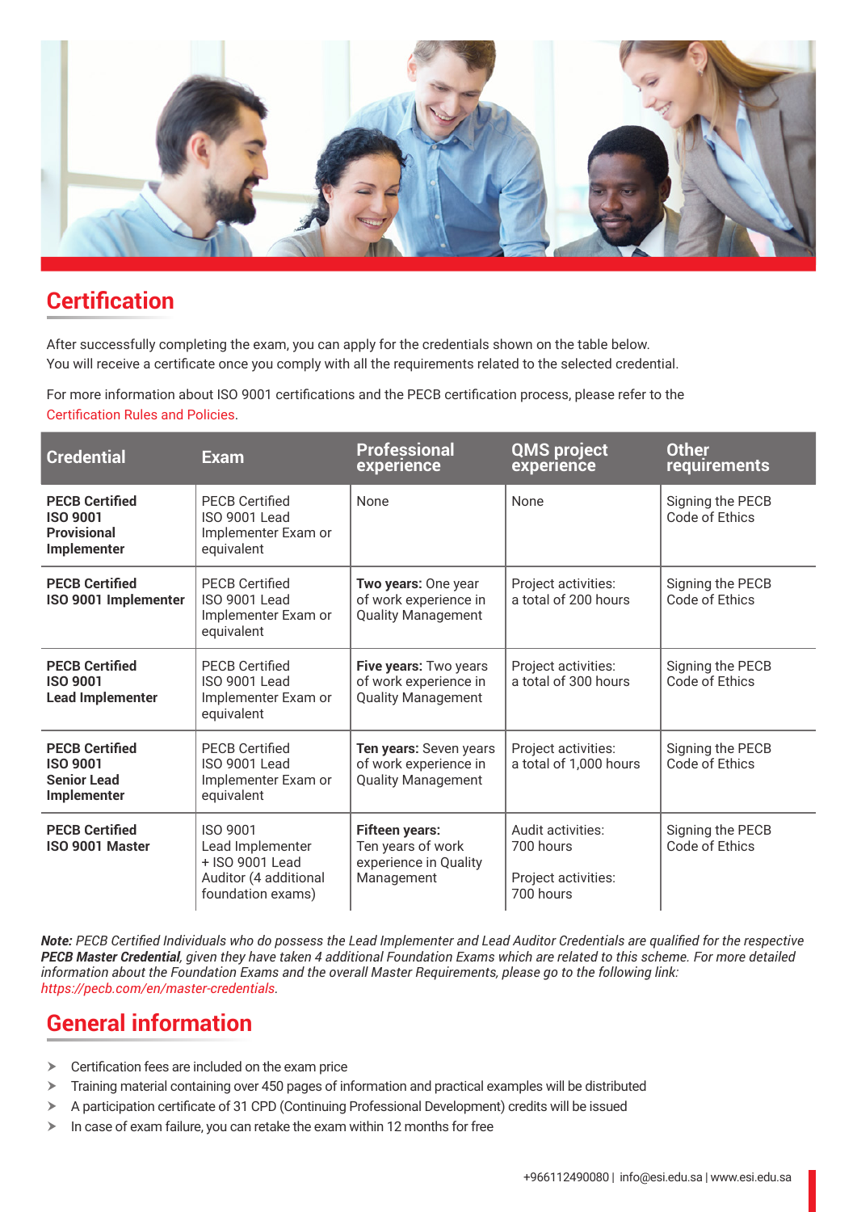## Certification

After successfully completing the exam, you can apply for the credentials shown on the table below.
You will receive a certificate once you comply with all the requirements related to the selected credential.

For more information about ISO 9001 certifications and the PECB certification process, please refer to the Certification Rules and Policies.

| Credential | Exam | Professional experience | QMS project experience | Other requirements |
|---|---|---|---|---|
| **PECB Certified ISO 9001 Provisional Implementer** | PECB Certified ISO 9001 Lead Implementer Exam or equivalent | None | None | Signing the PECB Code of Ethics |
| **PECB Certified ISO 9001 Implementer** | PECB Certified ISO 9001 Lead Implementer Exam or equivalent | **Two years:** One year of work experience in Quality Management | Project activities: a total of 200 hours | Signing the PECB Code of Ethics |
| **PECB Certified ISO 9001 Lead Implementer** | PECB Certified ISO 9001 Lead Implementer Exam or equivalent | **Five years:** Two years of work experience in Quality Management | Project activities: a total of 300 hours | Signing the PECB Code of Ethics |
| **PECB Certified ISO 9001 Senior Lead Implementer** | PECB Certified ISO 9001 Lead Implementer Exam or equivalent | **Ten years:** Seven years of work experience in Quality Management | Project activities: a total of 1,000 hours | Signing the PECB Code of Ethics |
| **PECB Certified ISO 9001 Master** | ISO 9001 Lead Implementer + ISO 9001 Lead Auditor (4 additional foundation exams) | **Fifteen years:** Ten years of work experience in Quality Management | Audit activities: 700 hours<br><br>Project activities: 700 hours | Signing the PECB Code of Ethics |

***Note:*** *PECB Certified Individuals who do possess the Lead Implementer and Lead Auditor Credentials are qualified for the respective* ***PECB Master Credential****, given they have taken 4 additional Foundation Exams which are related to this scheme. For more detailed information about the Foundation Exams and the overall Master Requirements, please go to the following link: https://pecb.com/en/master-credentials.*

## General information

- Certification fees are included on the exam price
- Training material containing over 450 pages of information and practical examples will be distributed
- A participation certificate of 31 CPD (Continuing Professional Development) credits will be issued
- In case of exam failure, you can retake the exam within 12 months for free

+966112490080 | info@esi.edu.sa | www.esi.edu.sa